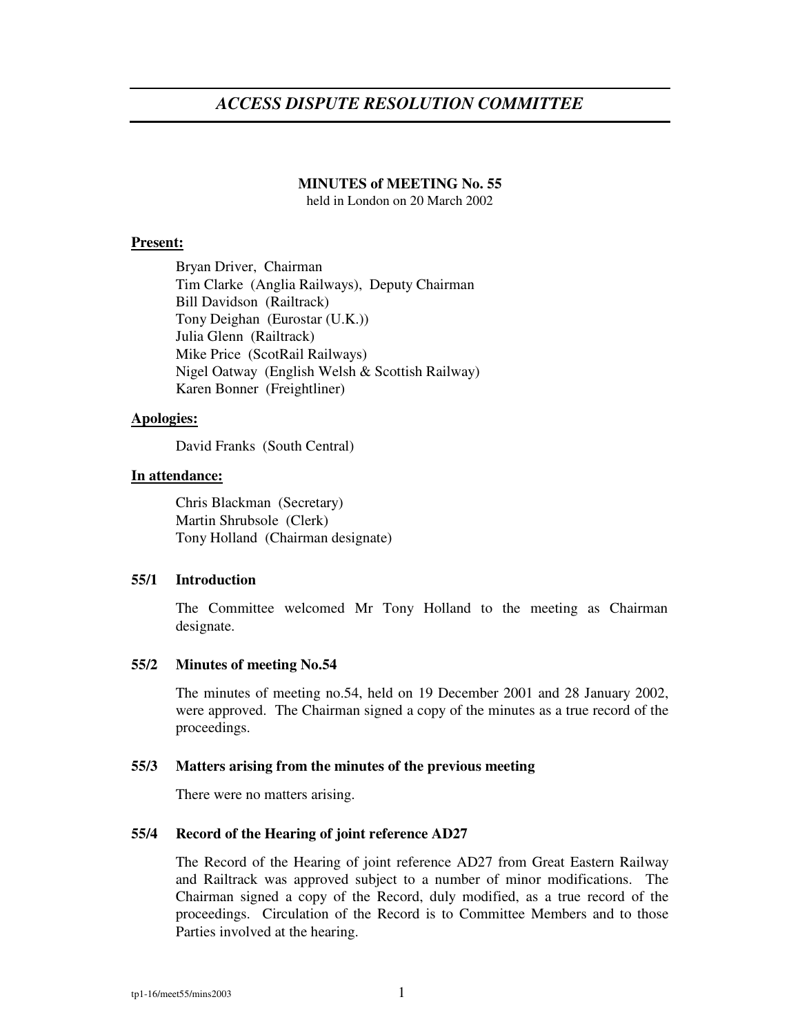# *ACCESS DISPUTE RESOLUTION COMMITTEE*

**MINUTES of MEETING No. 55**
held in London on 20 March 2002

**Present:**

Bryan Driver, Chairman
Tim Clarke (Anglia Railways), Deputy Chairman
Bill Davidson (Railtrack)
Tony Deighan (Eurostar (U.K.))
Julia Glenn (Railtrack)
Mike Price (ScotRail Railways)
Nigel Oatway (English Welsh & Scottish Railway)
Karen Bonner (Freightliner)

**Apologies:**

David Franks (South Central)

**In attendance:**

Chris Blackman (Secretary)
Martin Shrubsole (Clerk)
Tony Holland (Chairman designate)

### 55/1 Introduction

The Committee welcomed Mr Tony Holland to the meeting as Chairman designate.

### 55/2 Minutes of meeting No.54

The minutes of meeting no.54, held on 19 December 2001 and 28 January 2002, were approved. The Chairman signed a copy of the minutes as a true record of the proceedings.

### 55/3 Matters arising from the minutes of the previous meeting

There were no matters arising.

### 55/4 Record of the Hearing of joint reference AD27

The Record of the Hearing of joint reference AD27 from Great Eastern Railway and Railtrack was approved subject to a number of minor modifications. The Chairman signed a copy of the Record, duly modified, as a true record of the proceedings. Circulation of the Record is to Committee Members and to those Parties involved at the hearing.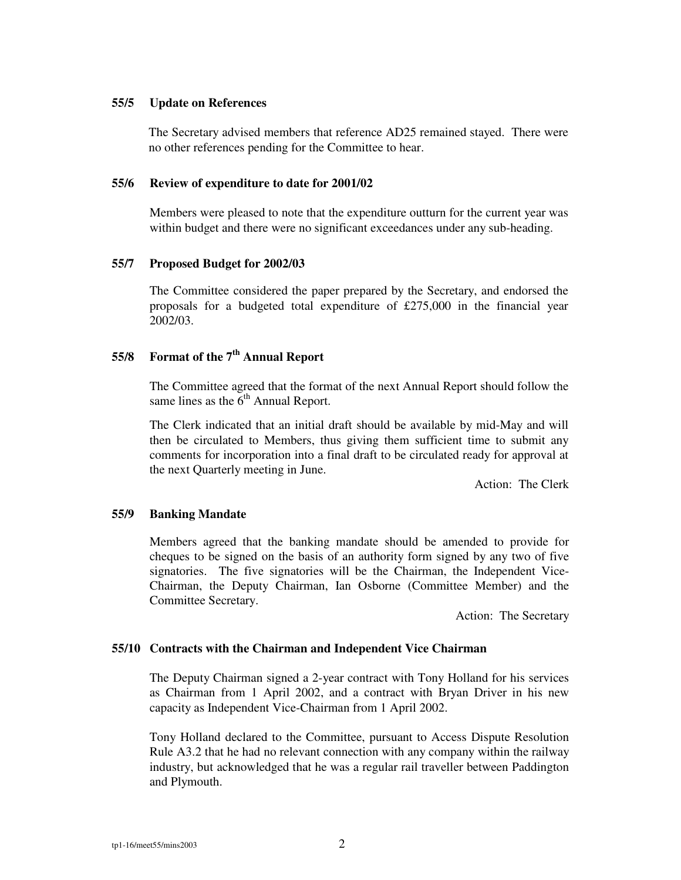### 55/5 Update on References

The Secretary advised members that reference AD25 remained stayed. There were no other references pending for the Committee to hear.

### 55/6 Review of expenditure to date for 2001/02

Members were pleased to note that the expenditure outturn for the current year was within budget and there were no significant exceedances under any sub-heading.

### 55/7 Proposed Budget for 2002/03

The Committee considered the paper prepared by the Secretary, and endorsed the proposals for a budgeted total expenditure of £275,000 in the financial year 2002/03.

### 55/8 Format of the 7th Annual Report

The Committee agreed that the format of the next Annual Report should follow the same lines as the 6th Annual Report.

The Clerk indicated that an initial draft should be available by mid-May and will then be circulated to Members, thus giving them sufficient time to submit any comments for incorporation into a final draft to be circulated ready for approval at the next Quarterly meeting in June.

Action: The Clerk

### 55/9 Banking Mandate

Members agreed that the banking mandate should be amended to provide for cheques to be signed on the basis of an authority form signed by any two of five signatories. The five signatories will be the Chairman, the Independent Vice-Chairman, the Deputy Chairman, Ian Osborne (Committee Member) and the Committee Secretary.

Action: The Secretary

### 55/10 Contracts with the Chairman and Independent Vice Chairman

The Deputy Chairman signed a 2-year contract with Tony Holland for his services as Chairman from 1 April 2002, and a contract with Bryan Driver in his new capacity as Independent Vice-Chairman from 1 April 2002.

Tony Holland declared to the Committee, pursuant to Access Dispute Resolution Rule A3.2 that he had no relevant connection with any company within the railway industry, but acknowledged that he was a regular rail traveller between Paddington and Plymouth.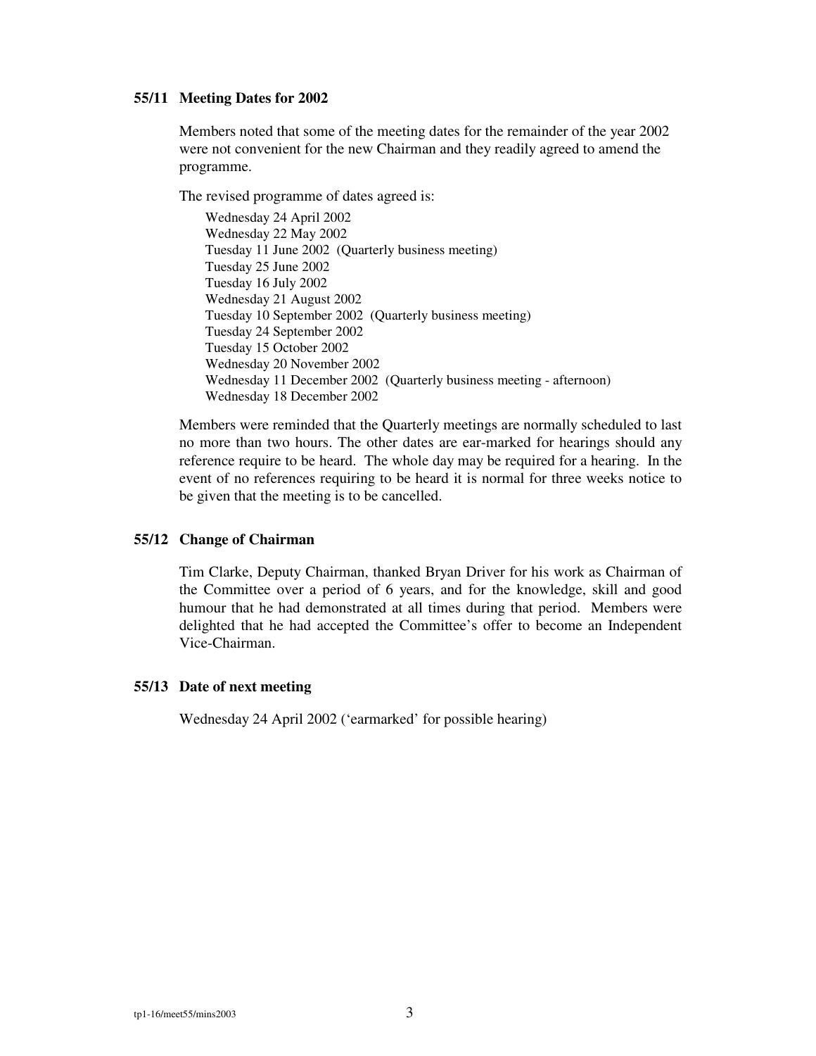### 55/11 Meeting Dates for 2002

Members noted that some of the meeting dates for the remainder of the year 2002 were not convenient for the new Chairman and they readily agreed to amend the programme.

The revised programme of dates agreed is:

Wednesday 24 April 2002
Wednesday 22 May 2002
Tuesday 11 June 2002 (Quarterly business meeting)
Tuesday 25 June 2002
Tuesday 16 July 2002
Wednesday 21 August 2002
Tuesday 10 September 2002 (Quarterly business meeting)
Tuesday 24 September 2002
Tuesday 15 October 2002
Wednesday 20 November 2002
Wednesday 11 December 2002 (Quarterly business meeting - afternoon)
Wednesday 18 December 2002

Members were reminded that the Quarterly meetings are normally scheduled to last no more than two hours. The other dates are ear-marked for hearings should any reference require to be heard. The whole day may be required for a hearing. In the event of no references requiring to be heard it is normal for three weeks notice to be given that the meeting is to be cancelled.

### 55/12 Change of Chairman

Tim Clarke, Deputy Chairman, thanked Bryan Driver for his work as Chairman of the Committee over a period of 6 years, and for the knowledge, skill and good humour that he had demonstrated at all times during that period. Members were delighted that he had accepted the Committee's offer to become an Independent Vice-Chairman.

### 55/13 Date of next meeting

Wednesday 24 April 2002 ('earmarked' for possible hearing)